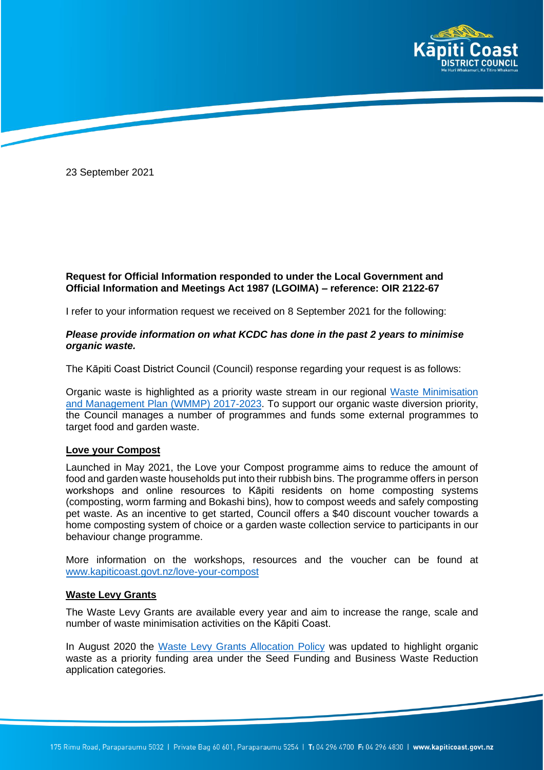23 September 2021

**Request for Official Information responded to under the Local Government and Official Information and Meetings Act 1987 (LGOIMA) – reference: OIR 2122-67**

I refer to your information request we received on 8 September 2021 for the following:

***Please provide information on what KCDC has done in the past 2 years to minimise organic waste.***

The Kāpiti Coast District Council (Council) response regarding your request is as follows:

Organic waste is highlighted as a priority waste stream in our regional Waste Minimisation and Management Plan (WMMP) 2017-2023. To support our organic waste diversion priority, the Council manages a number of programmes and funds some external programmes to target food and garden waste.

**Love your Compost**

Launched in May 2021, the Love your Compost programme aims to reduce the amount of food and garden waste households put into their rubbish bins. The programme offers in person workshops and online resources to Kāpiti residents on home composting systems (composting, worm farming and Bokashi bins), how to compost weeds and safely composting pet waste. As an incentive to get started, Council offers a $40 discount voucher towards a home composting system of choice or a garden waste collection service to participants in our behaviour change programme.

More information on the workshops, resources and the voucher can be found at www.kapiticoast.govt.nz/love-your-compost

**Waste Levy Grants**

The Waste Levy Grants are available every year and aim to increase the range, scale and number of waste minimisation activities on the Kāpiti Coast.

In August 2020 the Waste Levy Grants Allocation Policy was updated to highlight organic waste as a priority funding area under the Seed Funding and Business Waste Reduction application categories.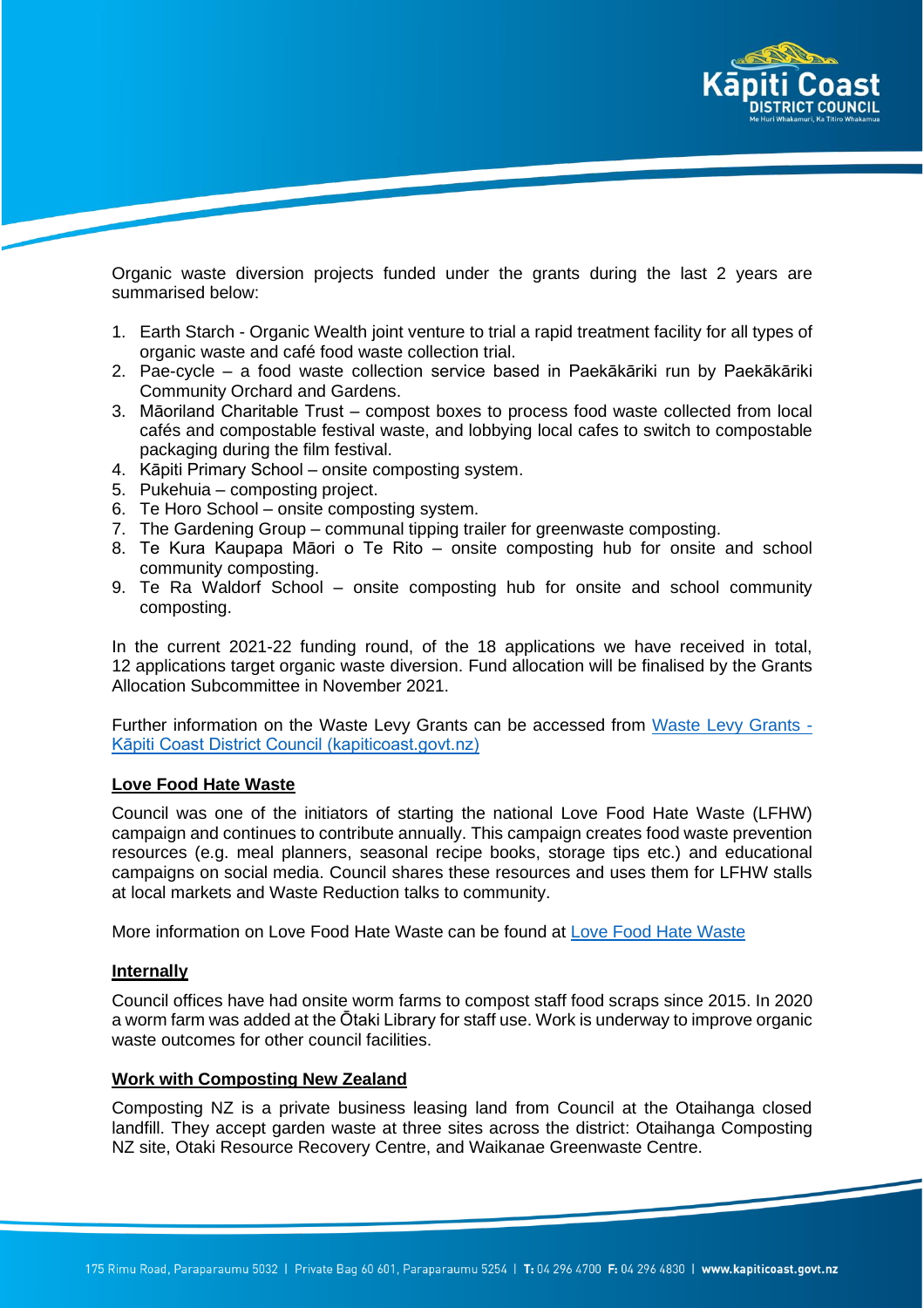Organic waste diversion projects funded under the grants during the last 2 years are summarised below:

1. Earth Starch - Organic Wealth joint venture to trial a rapid treatment facility for all types of organic waste and café food waste collection trial.
2. Pae-cycle – a food waste collection service based in Paekākāriki run by Paekākāriki Community Orchard and Gardens.
3. Māoriland Charitable Trust – compost boxes to process food waste collected from local cafés and compostable festival waste, and lobbying local cafes to switch to compostable packaging during the film festival.
4. Kāpiti Primary School – onsite composting system.
5. Pukehuia – composting project.
6. Te Horo School – onsite composting system.
7. The Gardening Group – communal tipping trailer for greenwaste composting.
8. Te Kura Kaupapa Māori o Te Rito – onsite composting hub for onsite and school community composting.
9. Te Ra Waldorf School – onsite composting hub for onsite and school community composting.

In the current 2021-22 funding round, of the 18 applications we have received in total, 12 applications target organic waste diversion. Fund allocation will be finalised by the Grants Allocation Subcommittee in November 2021.

Further information on the Waste Levy Grants can be accessed from [Waste Levy Grants - Kāpiti Coast District Council (kapiticoast.govt.nz)]

## Love Food Hate Waste

Council was one of the initiators of starting the national Love Food Hate Waste (LFHW) campaign and continues to contribute annually. This campaign creates food waste prevention resources (e.g. meal planners, seasonal recipe books, storage tips etc.) and educational campaigns on social media. Council shares these resources and uses them for LFHW stalls at local markets and Waste Reduction talks to community.

More information on Love Food Hate Waste can be found at [Love Food Hate Waste]

## Internally

Council offices have had onsite worm farms to compost staff food scraps since 2015. In 2020 a worm farm was added at the Ōtaki Library for staff use. Work is underway to improve organic waste outcomes for other council facilities.

## Work with Composting New Zealand

Composting NZ is a private business leasing land from Council at the Otaihanga closed landfill. They accept garden waste at three sites across the district: Otaihanga Composting NZ site, Otaki Resource Recovery Centre, and Waikanae Greenwaste Centre.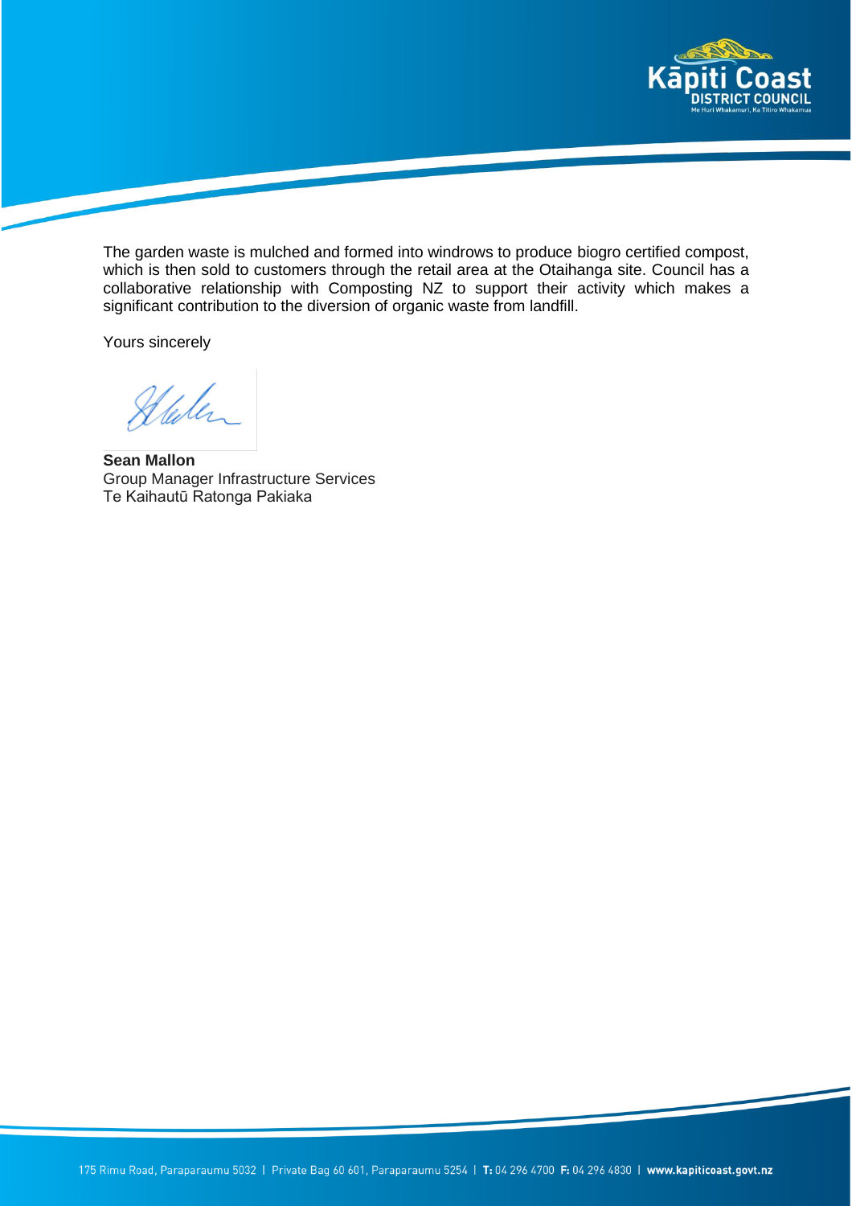The garden waste is mulched and formed into windrows to produce biogro certified compost, which is then sold to customers through the retail area at the Otaihanga site. Council has a collaborative relationship with Composting NZ to support their activity which makes a significant contribution to the diversion of organic waste from landfill.

Yours sincerely

**Sean Mallon**
Group Manager Infrastructure Services
Te Kaihautū Ratonga Pakiaka